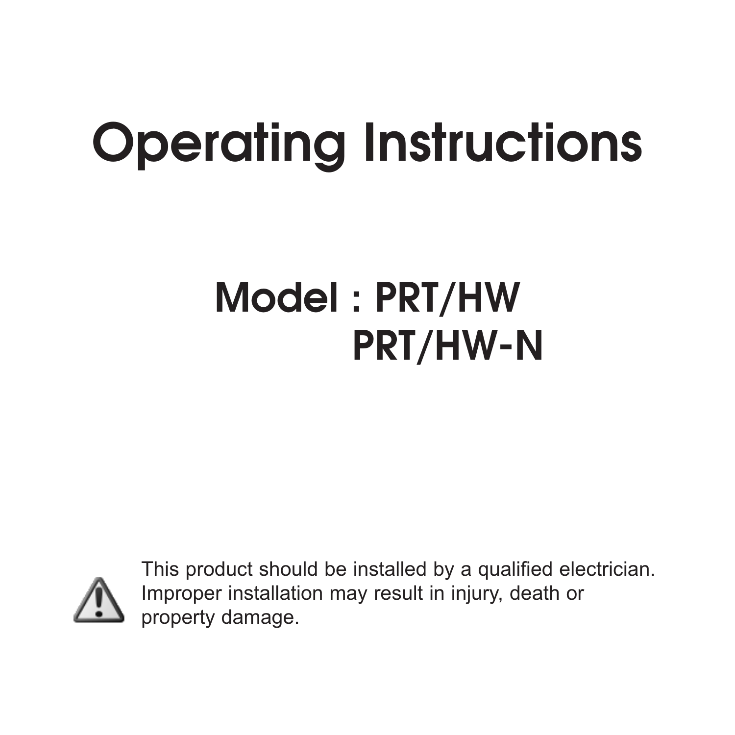# Operating Instructions

## Model : PRT/HW
## PRT/HW-N

⚠ This product should be installed by a qualified electrician. Improper installation may result in injury, death or property damage.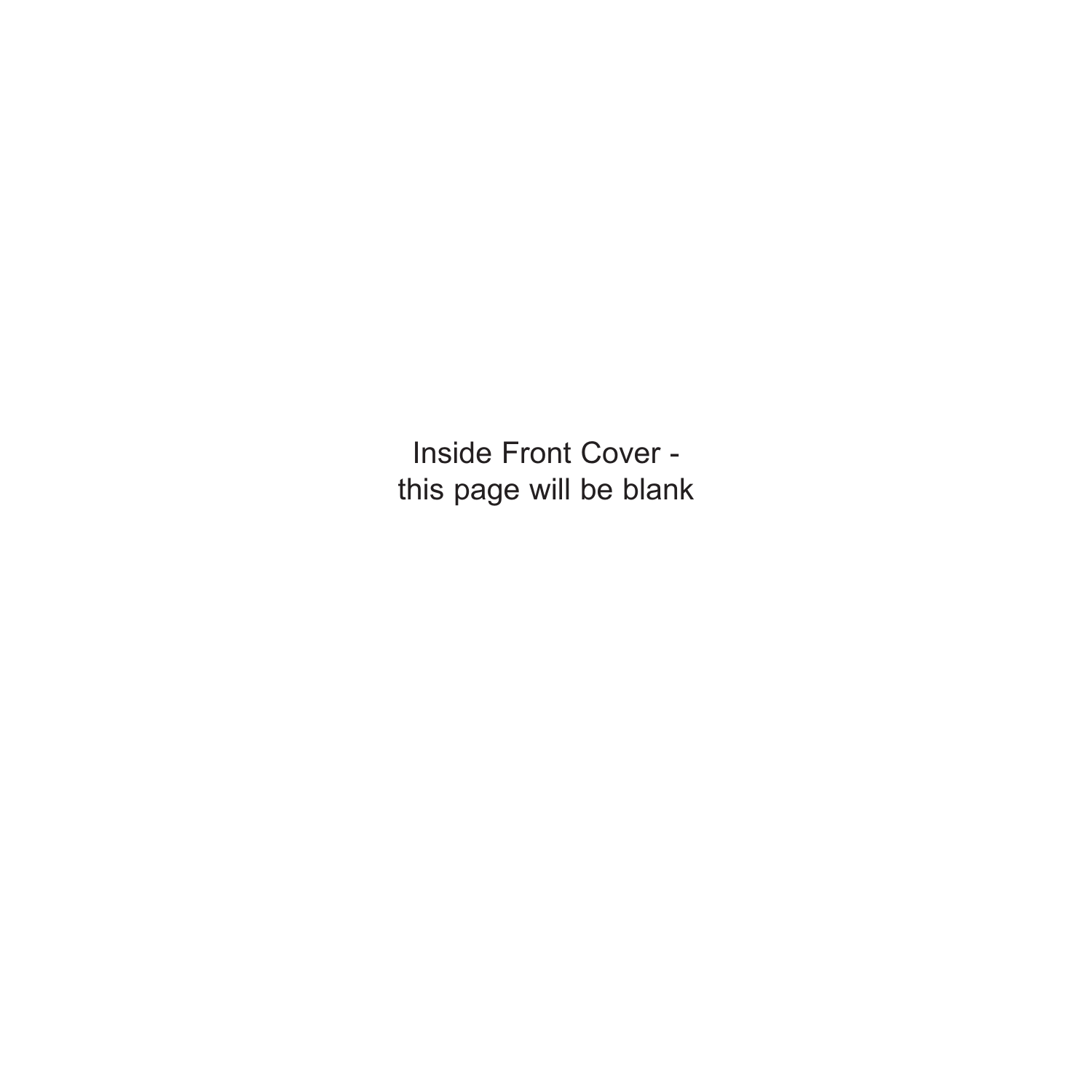Inside Front Cover -
this page will be blank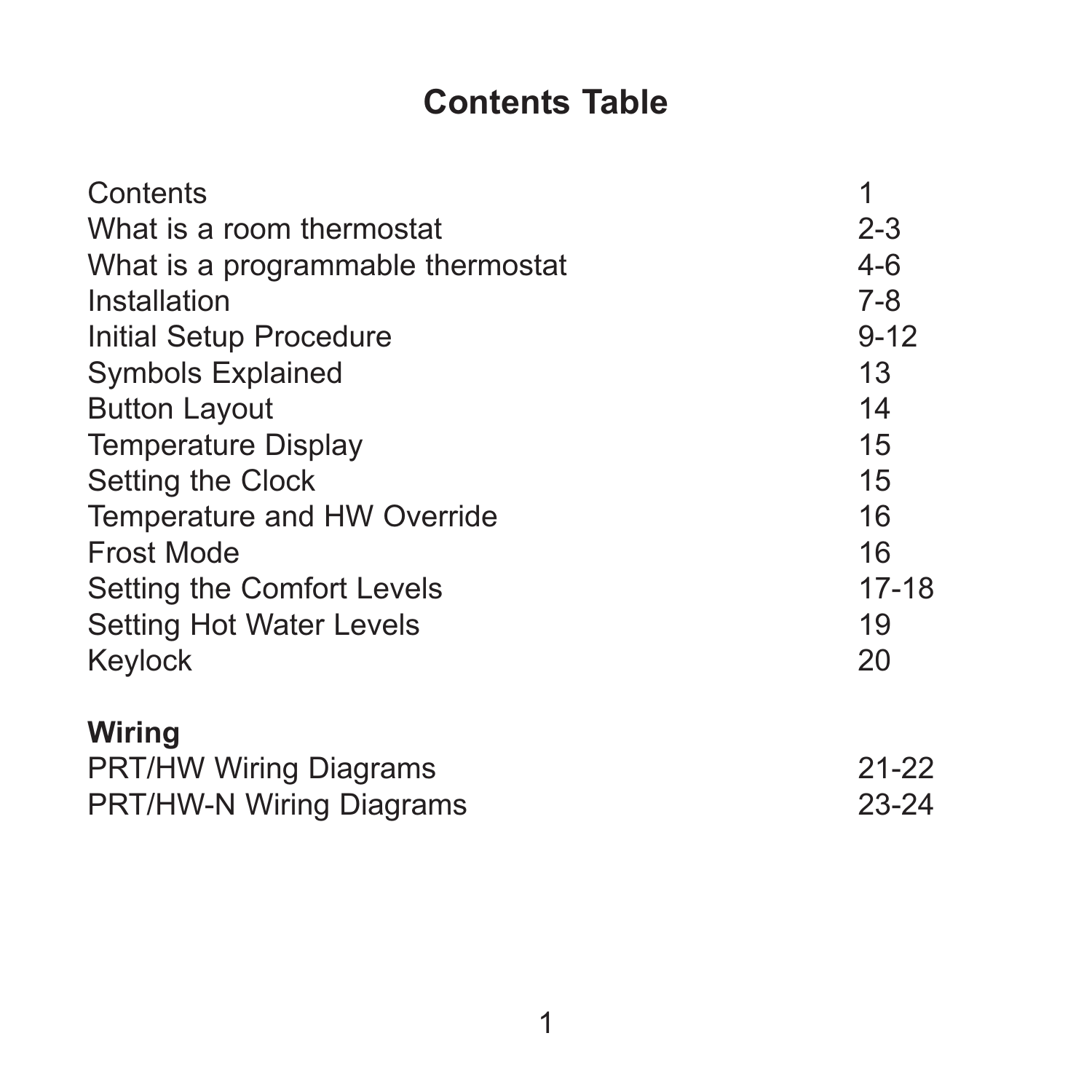# Contents Table

| | |
|---|---|
| Contents | 1 |
| What is a room thermostat | 2-3 |
| What is a programmable thermostat | 4-6 |
| Installation | 7-8 |
| Initial Setup Procedure | 9-12 |
| Symbols Explained | 13 |
| Button Layout | 14 |
| Temperature Display | 15 |
| Setting the Clock | 15 |
| Temperature and HW Override | 16 |
| Frost Mode | 16 |
| Setting the Comfort Levels | 17-18 |
| Setting Hot Water Levels | 19 |
| Keylock | 20 |

**Wiring**

| | |
|---|---|
| PRT/HW Wiring Diagrams | 21-22 |
| PRT/HW-N Wiring Diagrams | 23-24 |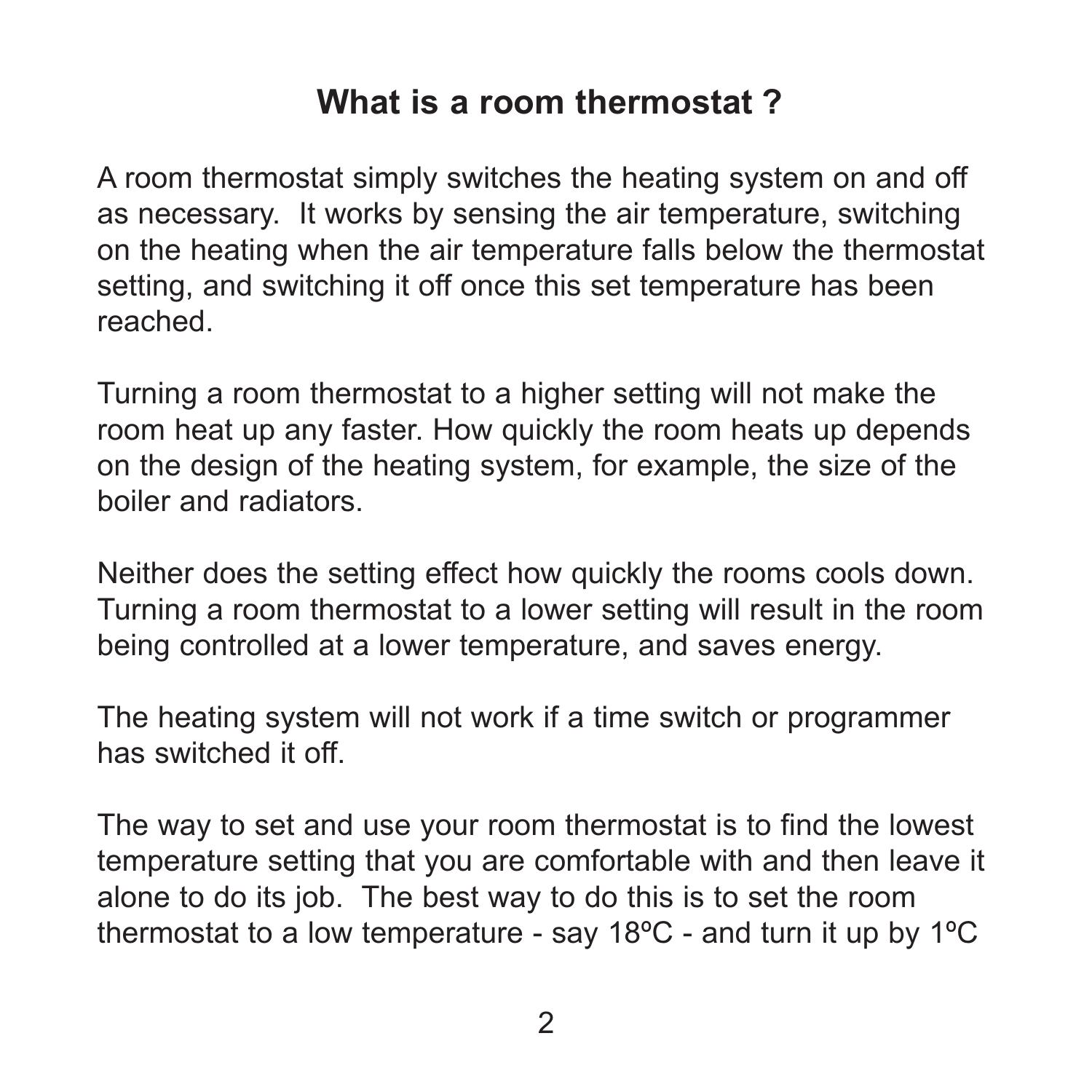# What is a room thermostat ?

A room thermostat simply switches the heating system on and off as necessary. It works by sensing the air temperature, switching on the heating when the air temperature falls below the thermostat setting, and switching it off once this set temperature has been reached.

Turning a room thermostat to a higher setting will not make the room heat up any faster. How quickly the room heats up depends on the design of the heating system, for example, the size of the boiler and radiators.

Neither does the setting effect how quickly the rooms cools down. Turning a room thermostat to a lower setting will result in the room being controlled at a lower temperature, and saves energy.

The heating system will not work if a time switch or programmer has switched it off.

The way to set and use your room thermostat is to find the lowest temperature setting that you are comfortable with and then leave it alone to do its job. The best way to do this is to set the room thermostat to a low temperature - say 18ºC - and turn it up by 1ºC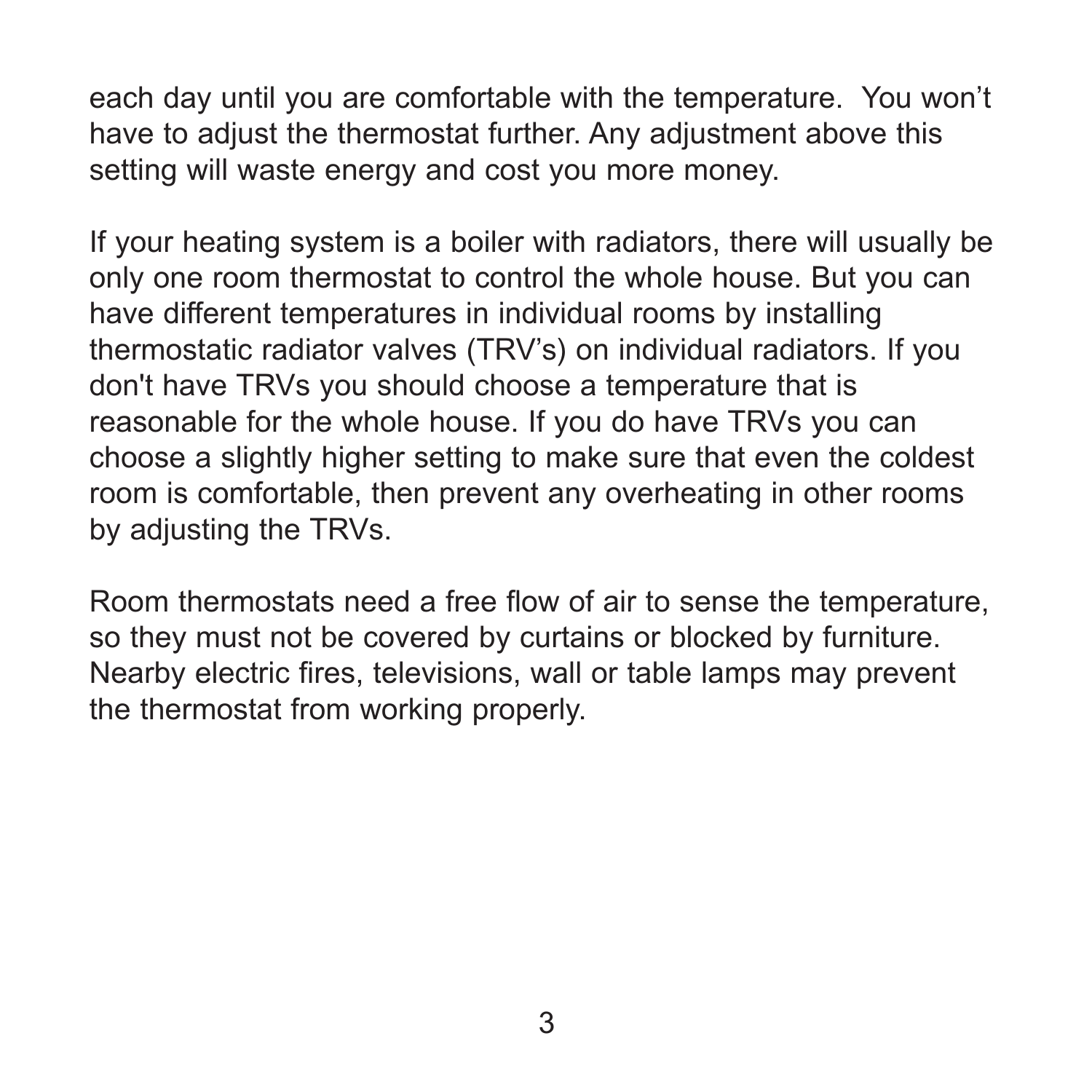each day until you are comfortable with the temperature.  You won’t have to adjust the thermostat further. Any adjustment above this setting will waste energy and cost you more money.

If your heating system is a boiler with radiators, there will usually be only one room thermostat to control the whole house. But you can have different temperatures in individual rooms by installing thermostatic radiator valves (TRV’s) on individual radiators. If you don't have TRVs you should choose a temperature that is reasonable for the whole house. If you do have TRVs you can choose a slightly higher setting to make sure that even the coldest room is comfortable, then prevent any overheating in other rooms by adjusting the TRVs.

Room thermostats need a free flow of air to sense the temperature, so they must not be covered by curtains or blocked by furniture. Nearby electric fires, televisions, wall or table lamps may prevent the thermostat from working properly.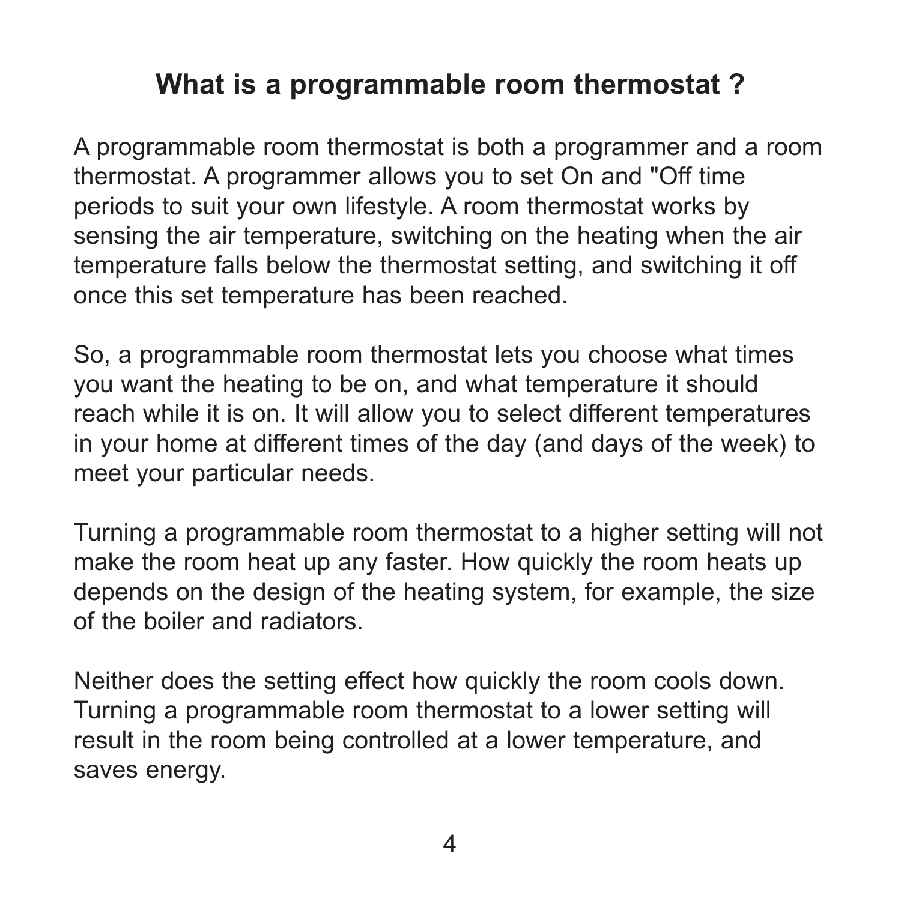## What is a programmable room thermostat ?

A programmable room thermostat is both a programmer and a room thermostat. A programmer allows you to set On and "Off time periods to suit your own lifestyle. A room thermostat works by sensing the air temperature, switching on the heating when the air temperature falls below the thermostat setting, and switching it off once this set temperature has been reached.

So, a programmable room thermostat lets you choose what times you want the heating to be on, and what temperature it should reach while it is on. It will allow you to select different temperatures in your home at different times of the day (and days of the week) to meet your particular needs.

Turning a programmable room thermostat to a higher setting will not make the room heat up any faster. How quickly the room heats up depends on the design of the heating system, for example, the size of the boiler and radiators.

Neither does the setting effect how quickly the room cools down. Turning a programmable room thermostat to a lower setting will result in the room being controlled at a lower temperature, and saves energy.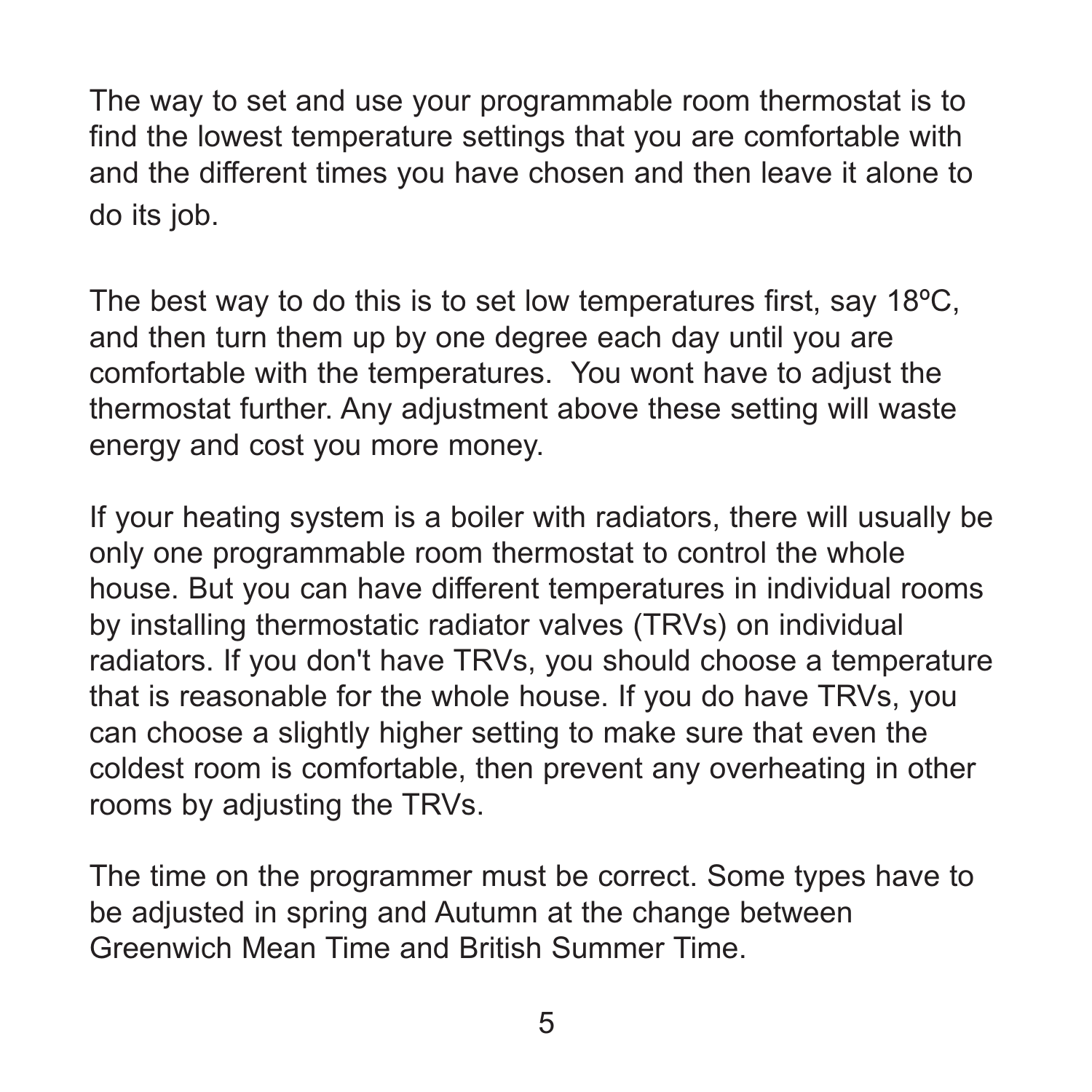The way to set and use your programmable room thermostat is to find the lowest temperature settings that you are comfortable with and the different times you have chosen and then leave it alone to do its job.

The best way to do this is to set low temperatures first, say 18ºC, and then turn them up by one degree each day until you are comfortable with the temperatures.  You wont have to adjust the thermostat further. Any adjustment above these setting will waste energy and cost you more money.

If your heating system is a boiler with radiators, there will usually be only one programmable room thermostat to control the whole house. But you can have different temperatures in individual rooms by installing thermostatic radiator valves (TRVs) on individual radiators. If you don't have TRVs, you should choose a temperature that is reasonable for the whole house. If you do have TRVs, you can choose a slightly higher setting to make sure that even the coldest room is comfortable, then prevent any overheating in other rooms by adjusting the TRVs.

The time on the programmer must be correct. Some types have to be adjusted in spring and Autumn at the change between Greenwich Mean Time and British Summer Time.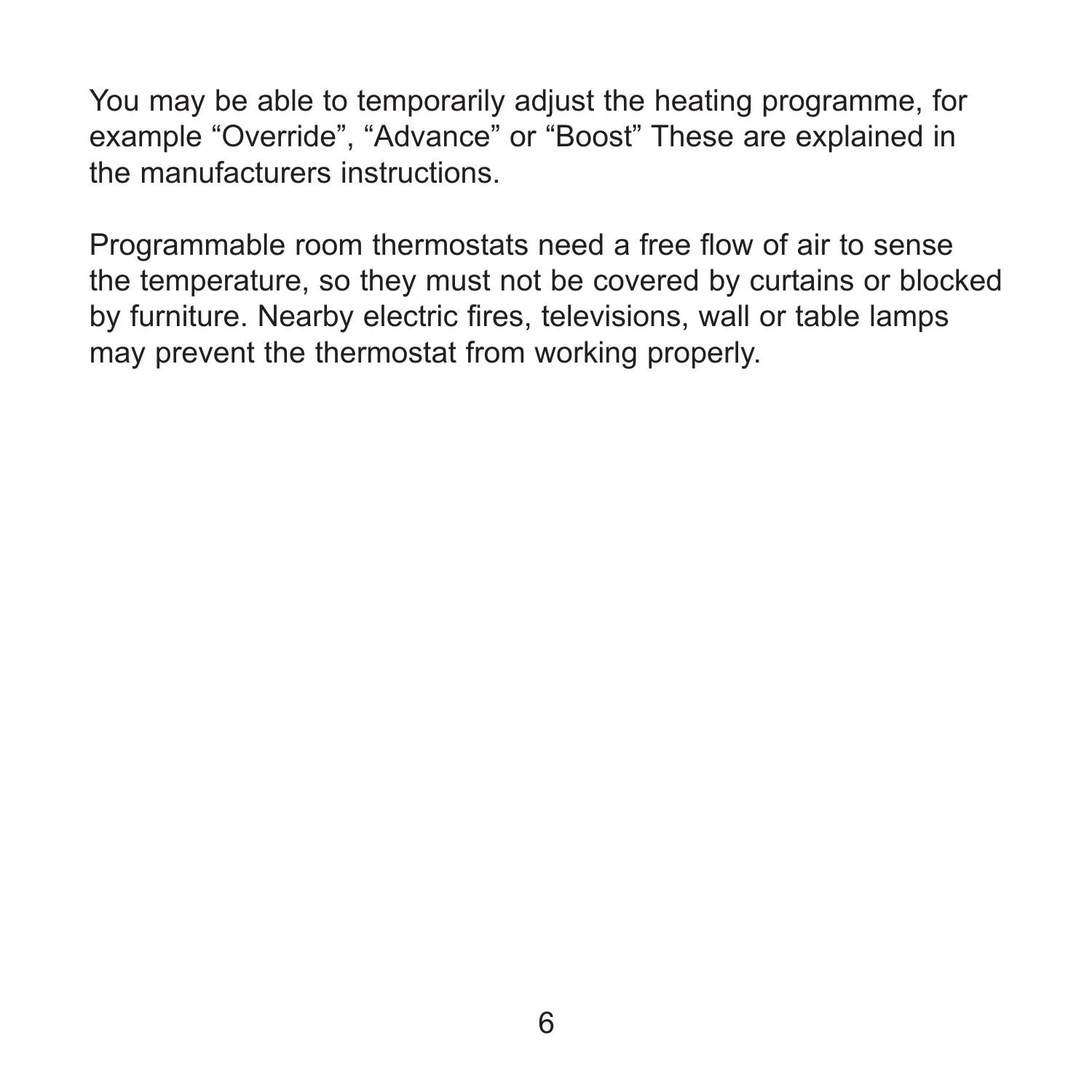You may be able to temporarily adjust the heating programme, for example “Override”, “Advance” or “Boost” These are explained in the manufacturers instructions.

Programmable room thermostats need a free flow of air to sense the temperature, so they must not be covered by curtains or blocked by furniture. Nearby electric fires, televisions, wall or table lamps may prevent the thermostat from working properly.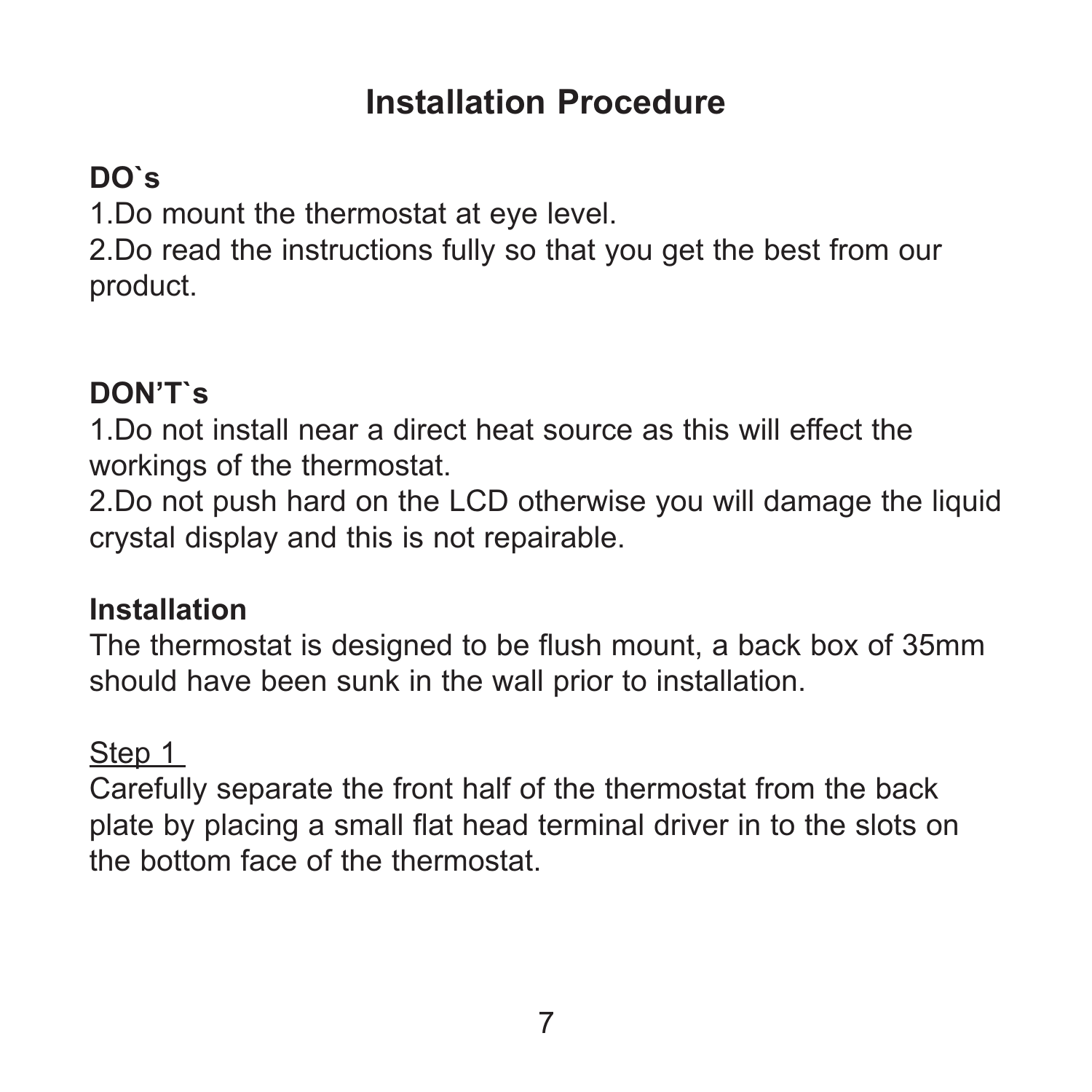# Installation Procedure

**DO`s**

1.Do mount the thermostat at eye level.

2.Do read the instructions fully so that you get the best from our product.

**DON'T`s**

1.Do not install near a direct heat source as this will effect the workings of the thermostat.

2.Do not push hard on the LCD otherwise you will damage the liquid crystal display and this is not repairable.

**Installation**

The thermostat is designed to be flush mount, a back box of 35mm should have been sunk in the wall prior to installation.

<u>Step 1</u>

Carefully separate the front half of the thermostat from the back plate by placing a small flat head terminal driver in to the slots on the bottom face of the thermostat.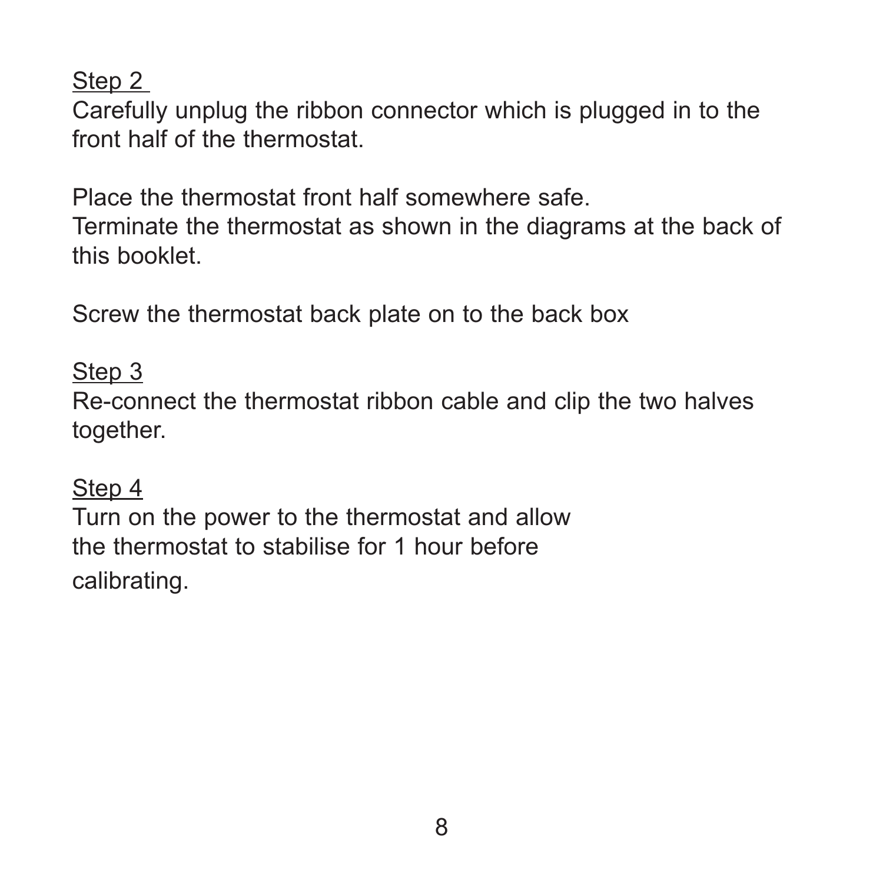<u>Step 2</u>

Carefully unplug the ribbon connector which is plugged in to the front half of the thermostat.

Place the thermostat front half somewhere safe.
Terminate the thermostat as shown in the diagrams at the back of this booklet.

Screw the thermostat back plate on to the back box

<u>Step 3</u>

Re-connect the thermostat ribbon cable and clip the two halves together.

<u>Step 4</u>

Turn on the power to the thermostat and allow the thermostat to stabilise for 1 hour before calibrating.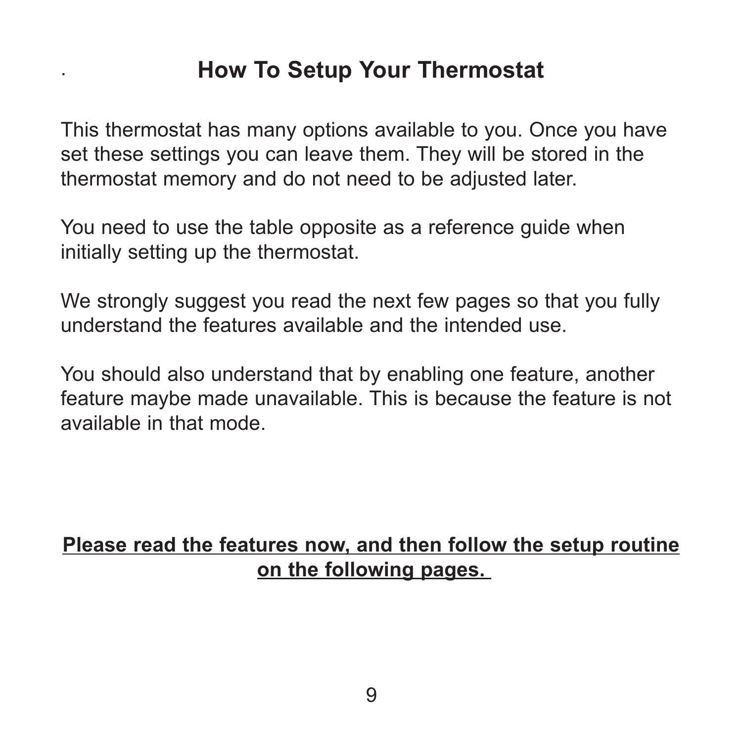# How To Setup Your Thermostat

This thermostat has many options available to you. Once you have set these settings you can leave them. They will be stored in the thermostat memory and do not need to be adjusted later.

You need to use the table opposite as a reference guide when initially setting up the thermostat.

We strongly suggest you read the next few pages so that you fully understand the features available and the intended use.

You should also understand that by enabling one feature, another feature maybe made unavailable. This is because the feature is not available in that mode.

**Please read the features now, and then follow the setup routine on the following pages.**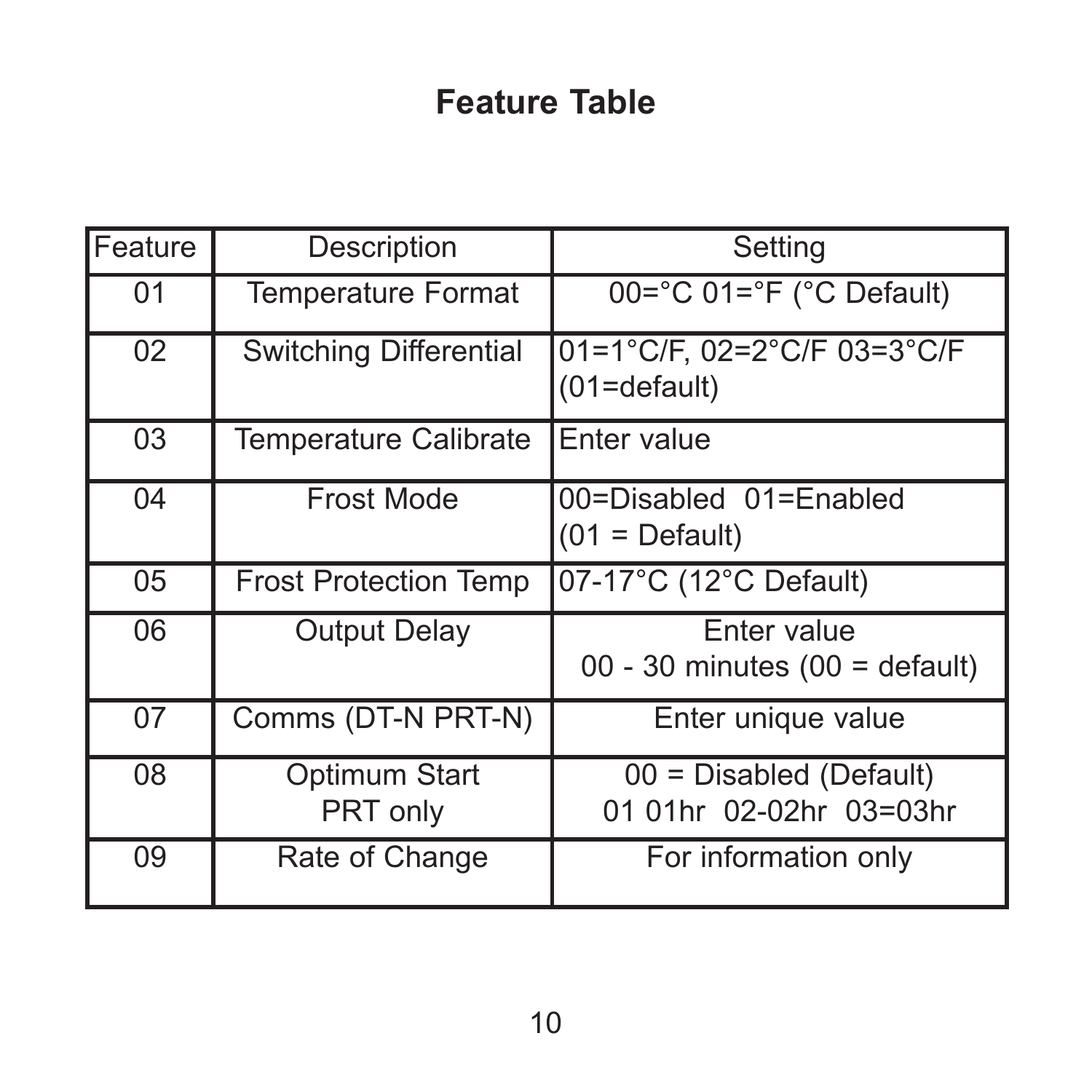# Feature Table

| Feature | Description | Setting |
|---|---|---|
| 01 | Temperature Format | 00=°C 01=°F (°C Default) |
| 02 | Switching Differential | 01=1°C/F, 02=2°C/F 03=3°C/F (01=default) |
| 03 | Temperature Calibrate | Enter value |
| 04 | Frost Mode | 00=Disabled 01=Enabled (01 = Default) |
| 05 | Frost Protection Temp | 07-17°C (12°C Default) |
| 06 | Output Delay | Enter value 00 - 30 minutes (00 = default) |
| 07 | Comms (DT-N PRT-N) | Enter unique value |
| 08 | Optimum Start PRT only | 00 = Disabled (Default) 01 01hr 02-02hr 03=03hr |
| 09 | Rate of Change | For information only |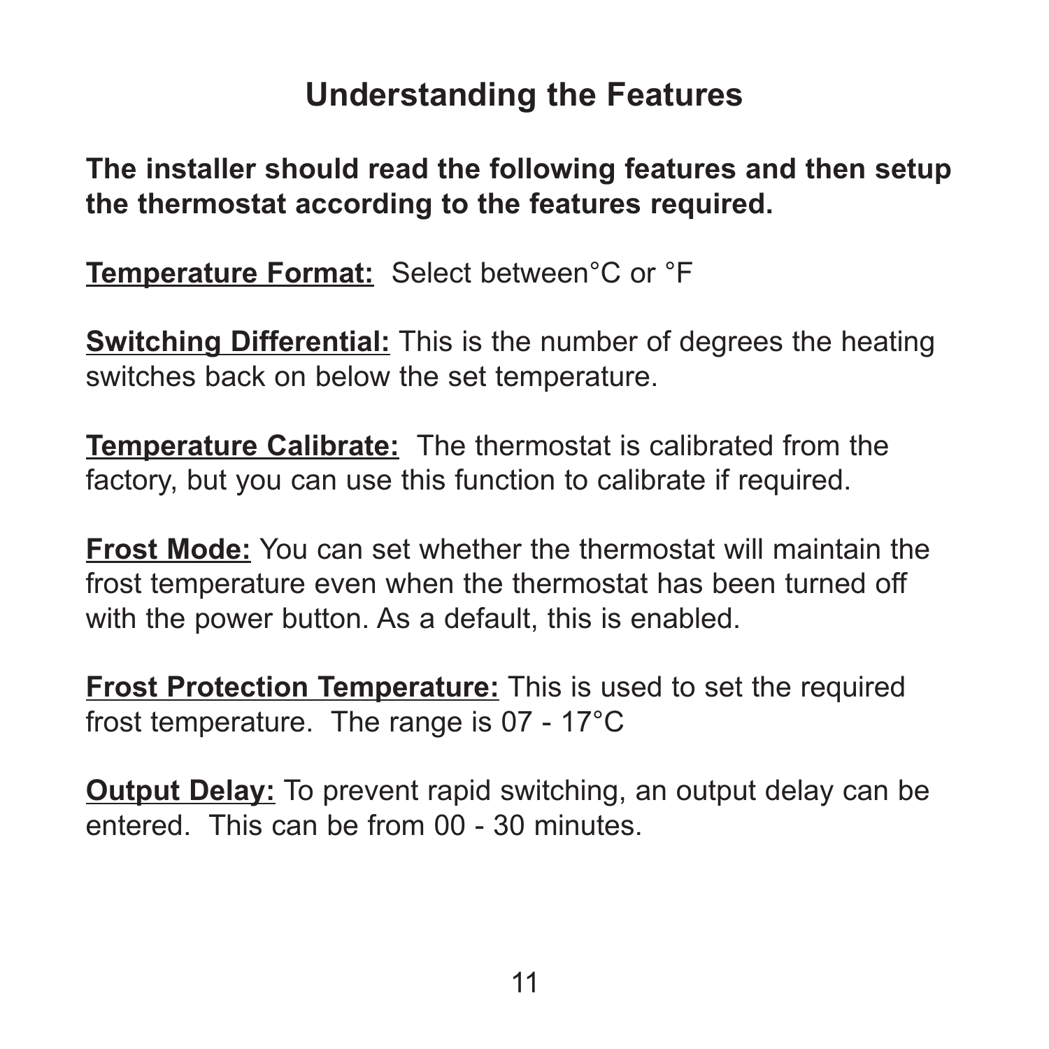# Understanding the Features

**The installer should read the following features and then setup the thermostat according to the features required.**

**Temperature Format:** Select between°C or °F

**Switching Differential:** This is the number of degrees the heating switches back on below the set temperature.

**Temperature Calibrate:** The thermostat is calibrated from the factory, but you can use this function to calibrate if required.

**Frost Mode:** You can set whether the thermostat will maintain the frost temperature even when the thermostat has been turned off with the power button. As a default, this is enabled.

**Frost Protection Temperature:** This is used to set the required frost temperature. The range is 07 - 17°C

**Output Delay:** To prevent rapid switching, an output delay can be entered. This can be from 00 - 30 minutes.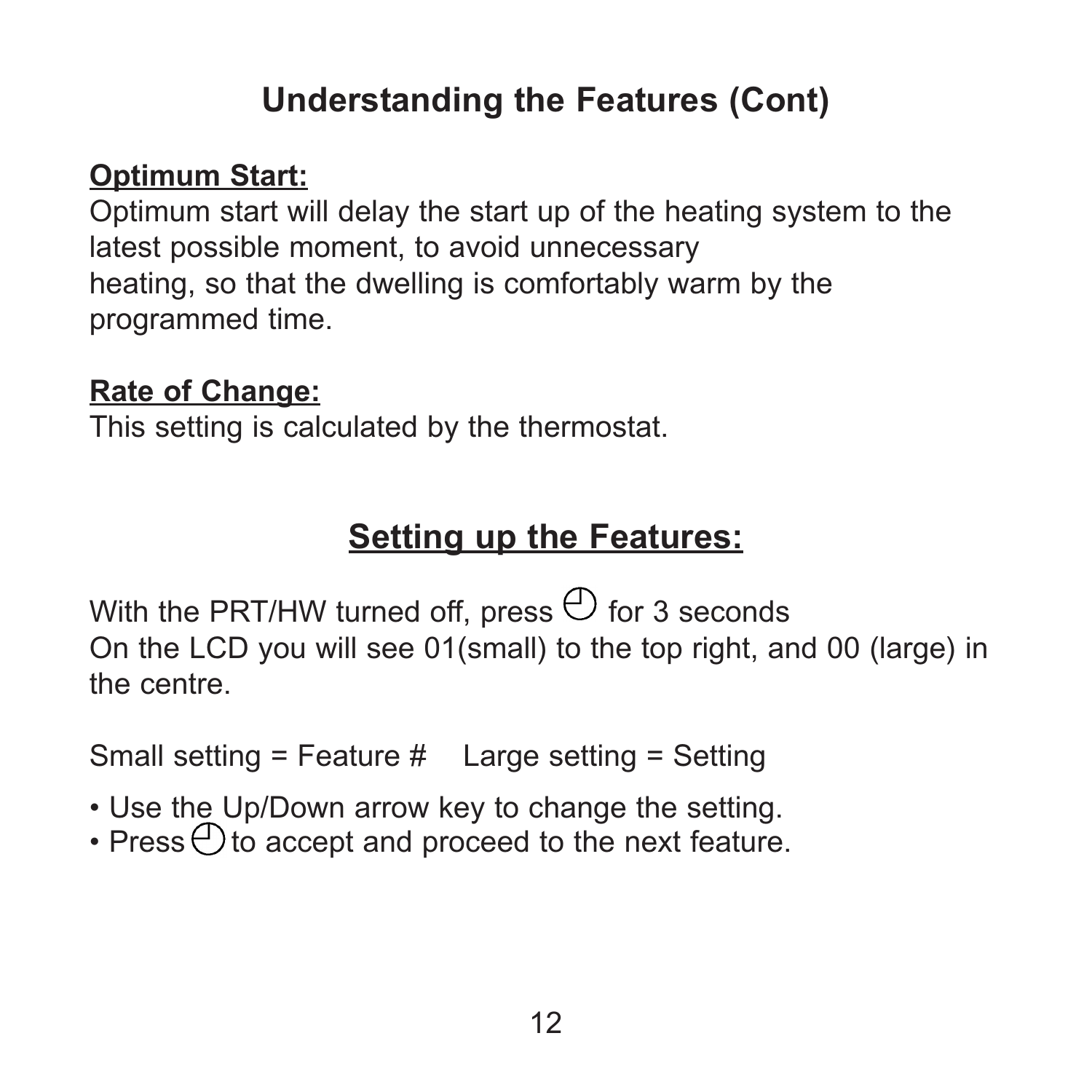# Understanding the Features (Cont)

**Optimum Start:**

Optimum start will delay the start up of the heating system to the latest possible moment, to avoid unnecessary heating, so that the dwelling is comfortably warm by the programmed time.

**Rate of Change:**

This setting is calculated by the thermostat.

## Setting up the Features:

With the PRT/HW turned off, press ⏲ for 3 seconds
On the LCD you will see 01(small) to the top right, and 00 (large) in the centre.

Small setting = Feature #    Large setting = Setting

- Use the Up/Down arrow key to change the setting.
- Press ⏲ to accept and proceed to the next feature.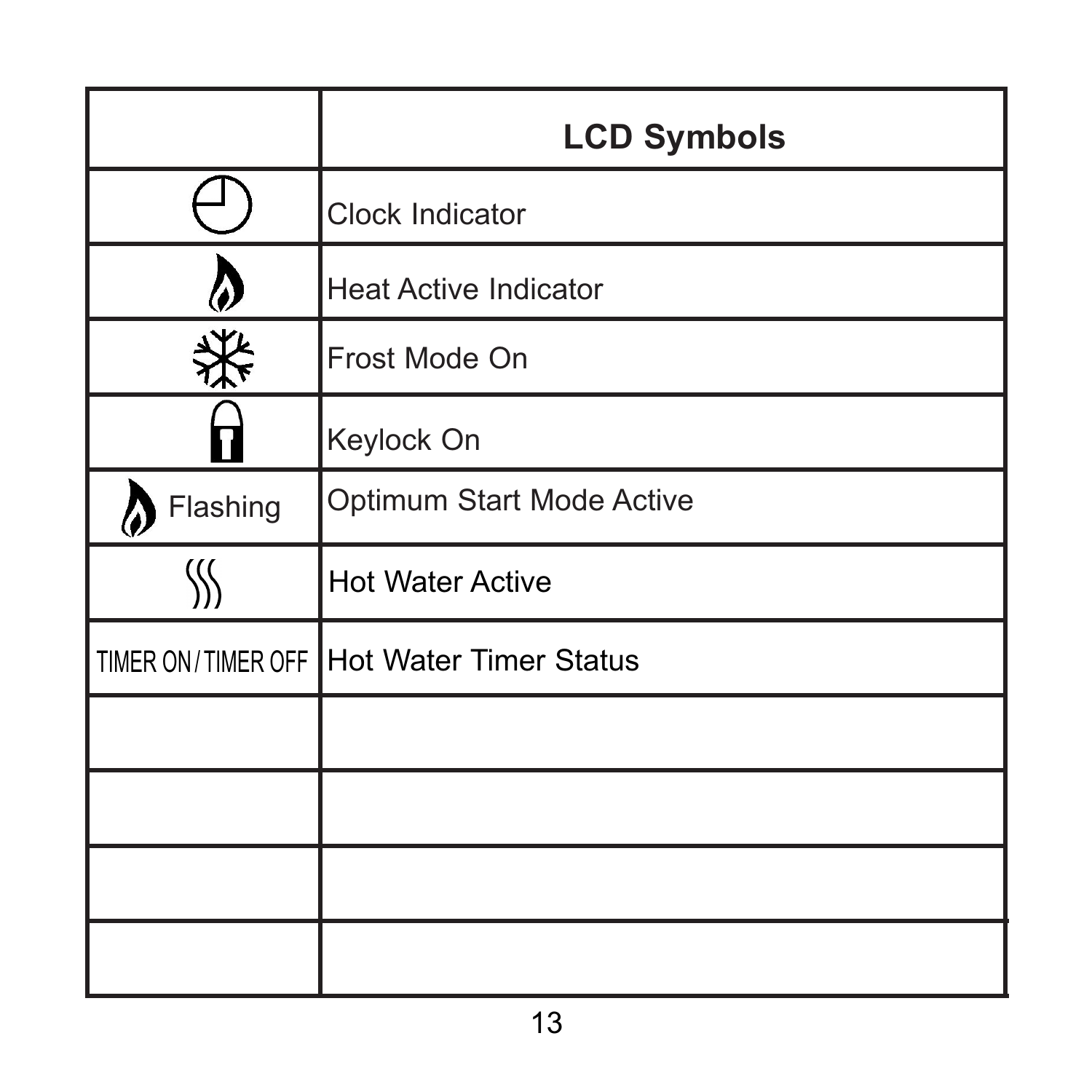| | **LCD Symbols** |
|---|---|
| (clock symbol) | Clock Indicator |
| (flame symbol) | Heat Active Indicator |
| (snowflake symbol) | Frost Mode On |
| (padlock symbol) | Keylock On |
| (flame symbol) Flashing | Optimum Start Mode Active |
| (hot water symbol) | Hot Water Active |
| TIMER ON / TIMER OFF | Hot Water Timer Status |
| | |
| | |
| | |
| | |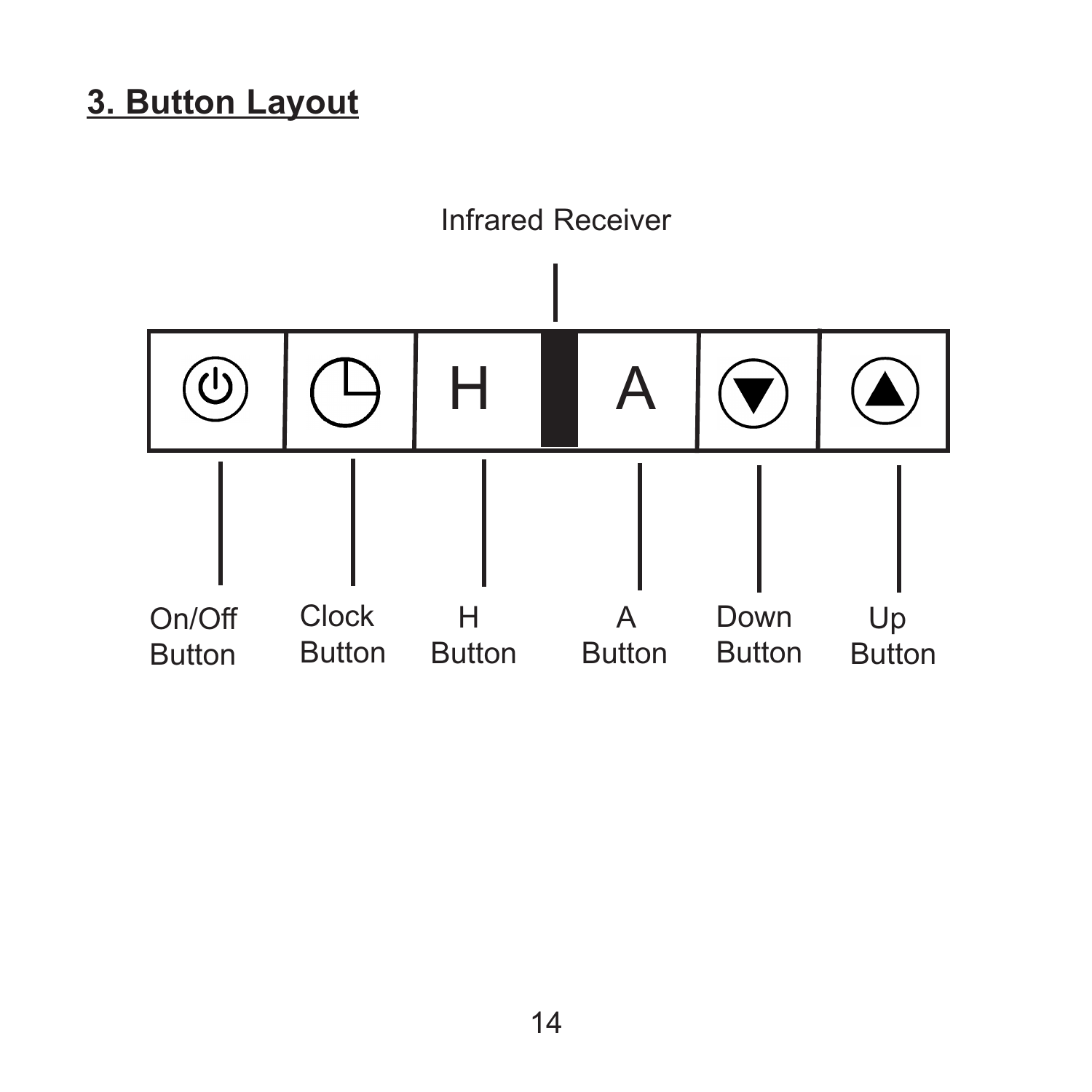## 3. Button Layout

Infrared Receiver

On/Off Button

Clock Button

H Button

A Button

Down Button

Up Button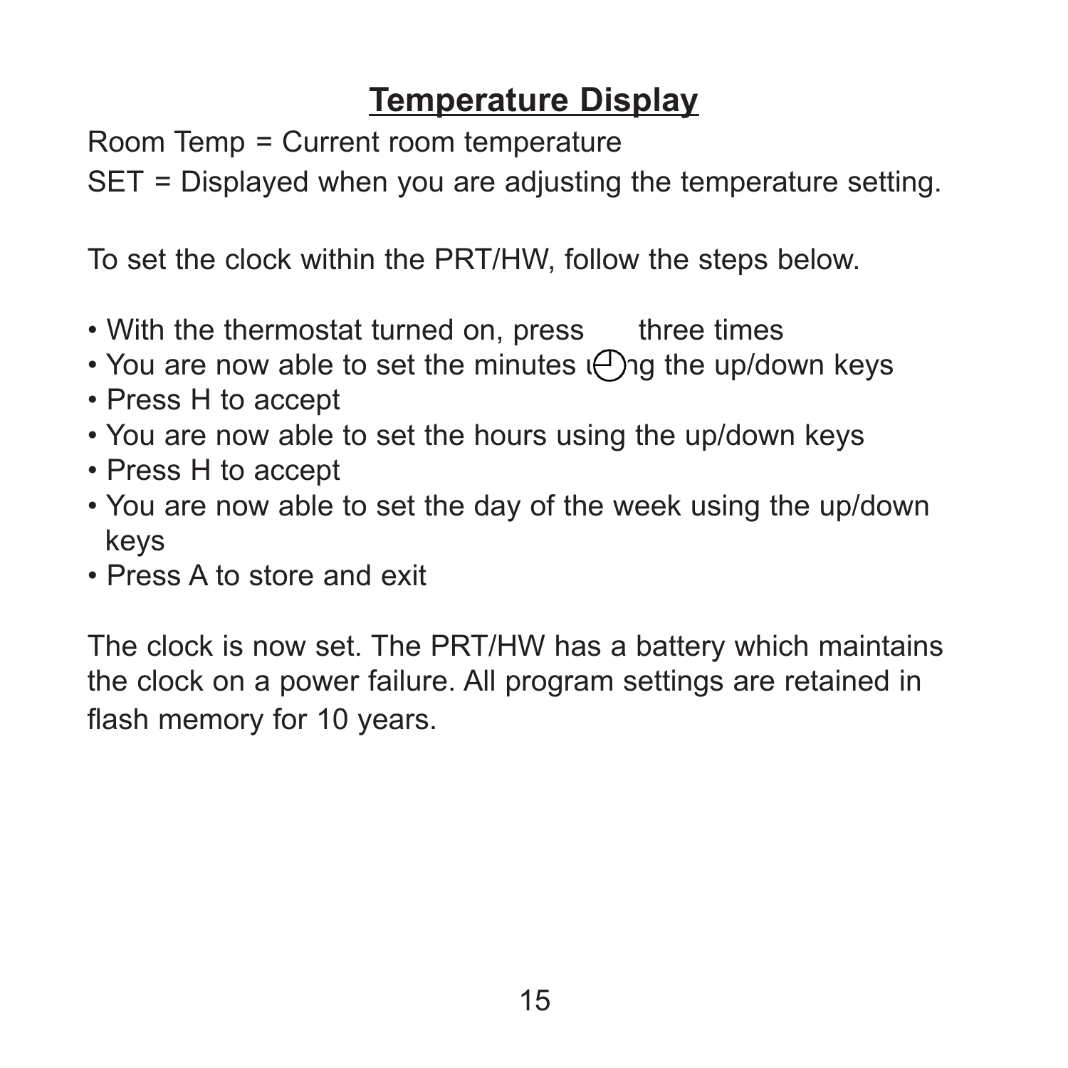## Temperature Display

Room Temp = Current room temperature

SET = Displayed when you are adjusting the temperature setting.

To set the clock within the PRT/HW, follow the steps below.

- With the thermostat turned on, press three times
- You are now able to set the minutes using the up/down keys
- Press H to accept
- You are now able to set the hours using the up/down keys
- Press H to accept
- You are now able to set the day of the week using the up/down keys
- Press A to store and exit

The clock is now set. The PRT/HW has a battery which maintains the clock on a power failure. All program settings are retained in flash memory for 10 years.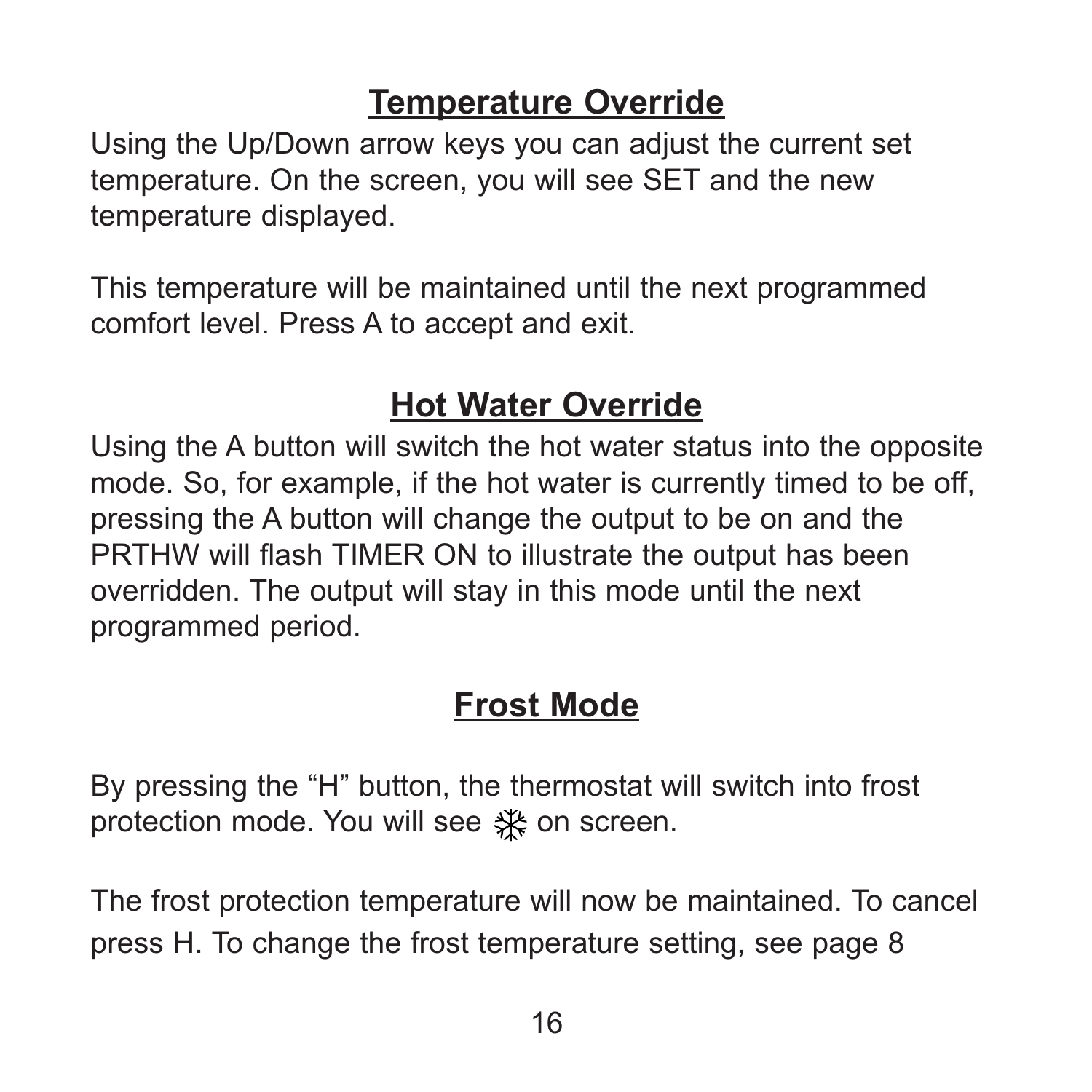## Temperature Override

Using the Up/Down arrow keys you can adjust the current set temperature. On the screen, you will see SET and the new temperature displayed.

This temperature will be maintained until the next programmed comfort level. Press A to accept and exit.

## Hot Water Override

Using the A button will switch the hot water status into the opposite mode. So, for example, if the hot water is currently timed to be off, pressing the A button will change the output to be on and the PRTHW will flash TIMER ON to illustrate the output has been overridden. The output will stay in this mode until the next programmed period.

## Frost Mode

By pressing the “H” button, the thermostat will switch into frost protection mode. You will see ❄ on screen.

The frost protection temperature will now be maintained. To cancel press H. To change the frost temperature setting, see page 8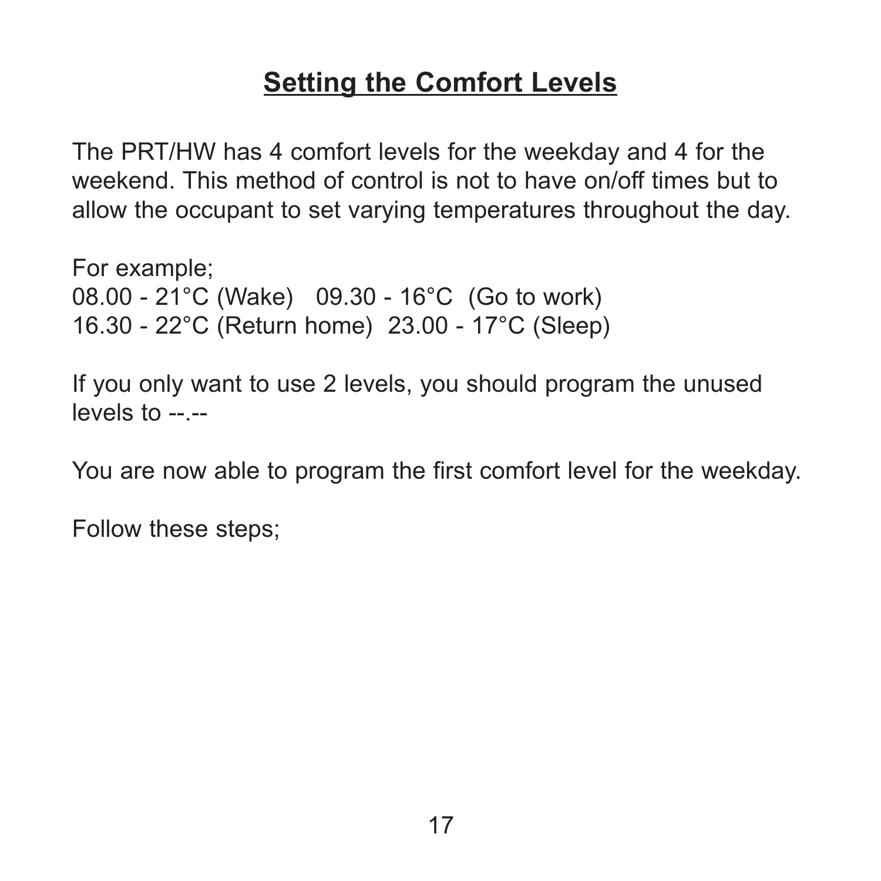## Setting the Comfort Levels

The PRT/HW has 4 comfort levels for the weekday and 4 for the weekend. This method of control is not to have on/off times but to allow the occupant to set varying temperatures throughout the day.

For example;
08.00 - 21°C (Wake)   09.30 - 16°C  (Go to work)
16.30 - 22°C (Return home)  23.00 - 17°C (Sleep)

If you only want to use 2 levels, you should program the unused levels to --.--

You are now able to program the first comfort level for the weekday.

Follow these steps;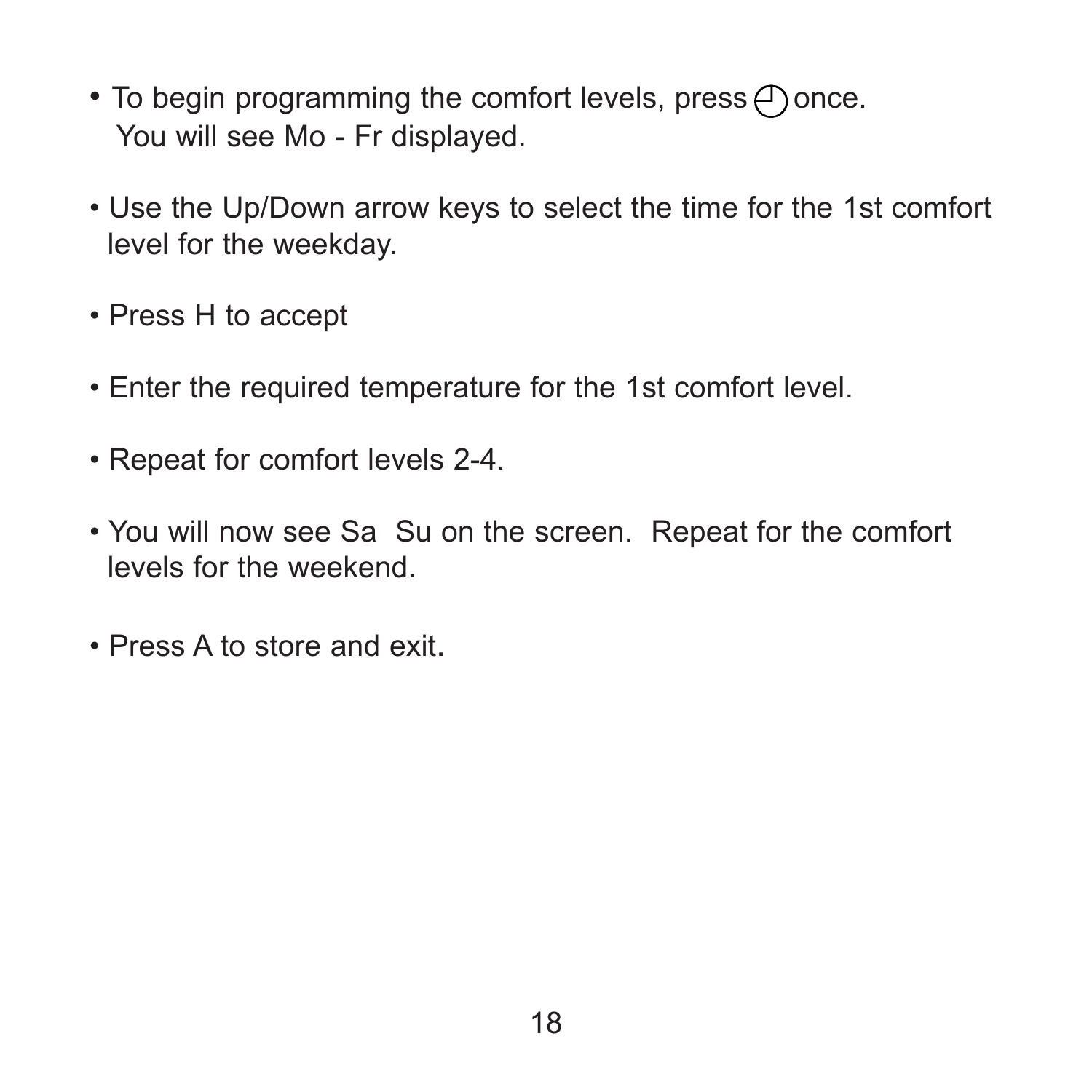- To begin programming the comfort levels, press ◴ once. You will see Mo - Fr displayed.
- Use the Up/Down arrow keys to select the time for the 1st comfort level for the weekday.
- Press H to accept
- Enter the required temperature for the 1st comfort level.
- Repeat for comfort levels 2-4.
- You will now see Sa  Su on the screen.  Repeat for the comfort levels for the weekend.
- Press A to store and exit.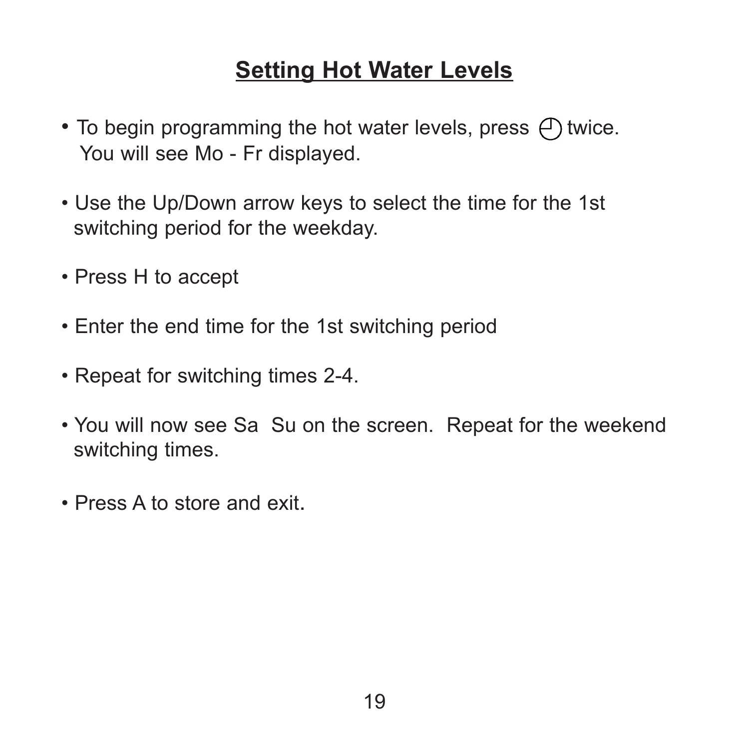## Setting Hot Water Levels

- To begin programming the hot water levels, press ◷ twice. You will see Mo - Fr displayed.
- Use the Up/Down arrow keys to select the time for the 1st switching period for the weekday.
- Press H to accept
- Enter the end time for the 1st switching period
- Repeat for switching times 2-4.
- You will now see Sa Su on the screen. Repeat for the weekend switching times.
- Press A to store and exit.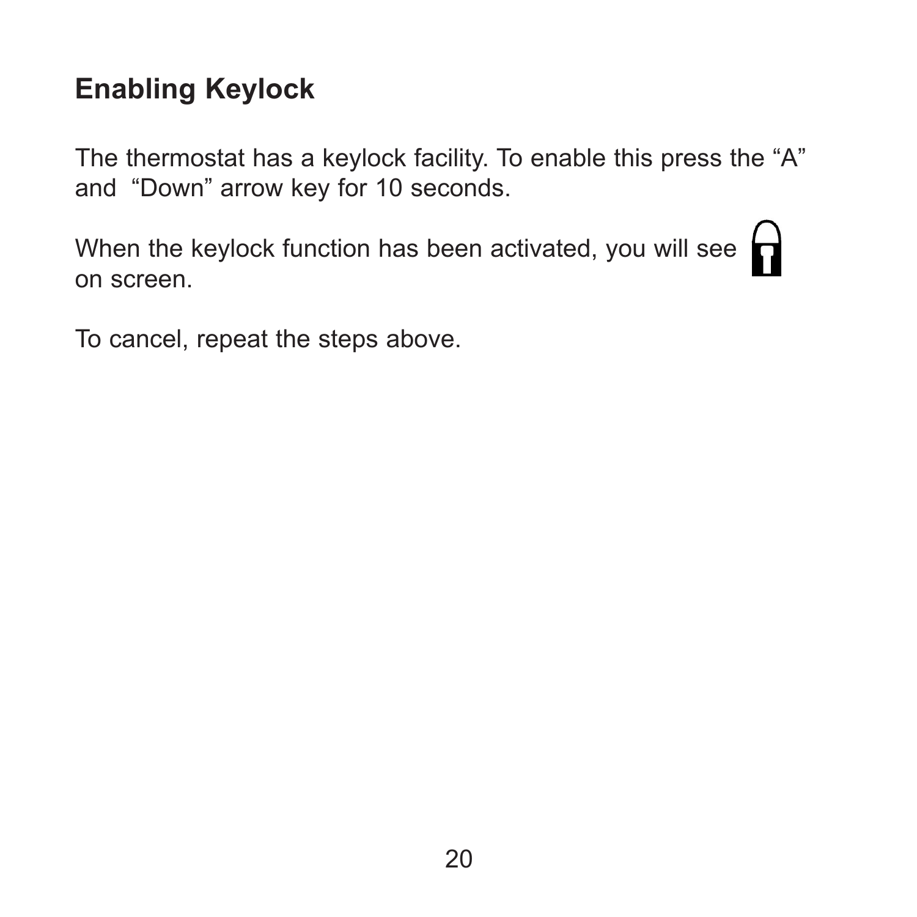## Enabling Keylock

The thermostat has a keylock facility. To enable this press the “A” and “Down” arrow key for 10 seconds.

When the keylock function has been activated, you will see 🔒 on screen.

To cancel, repeat the steps above.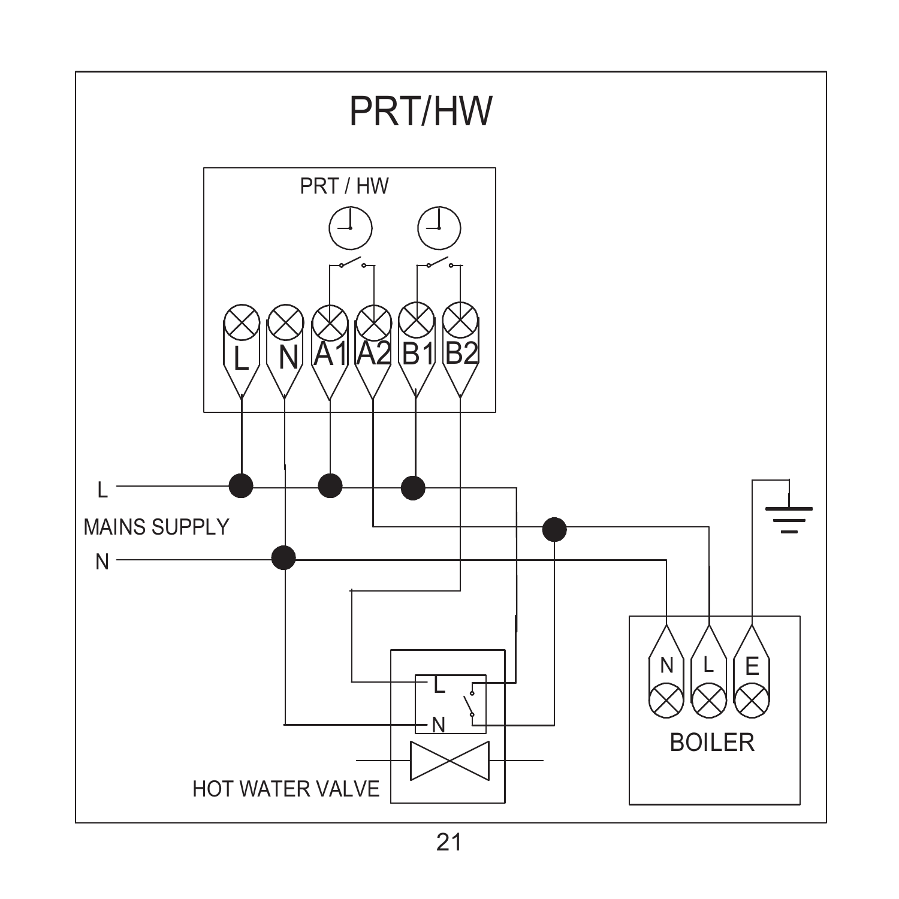# PRT/HW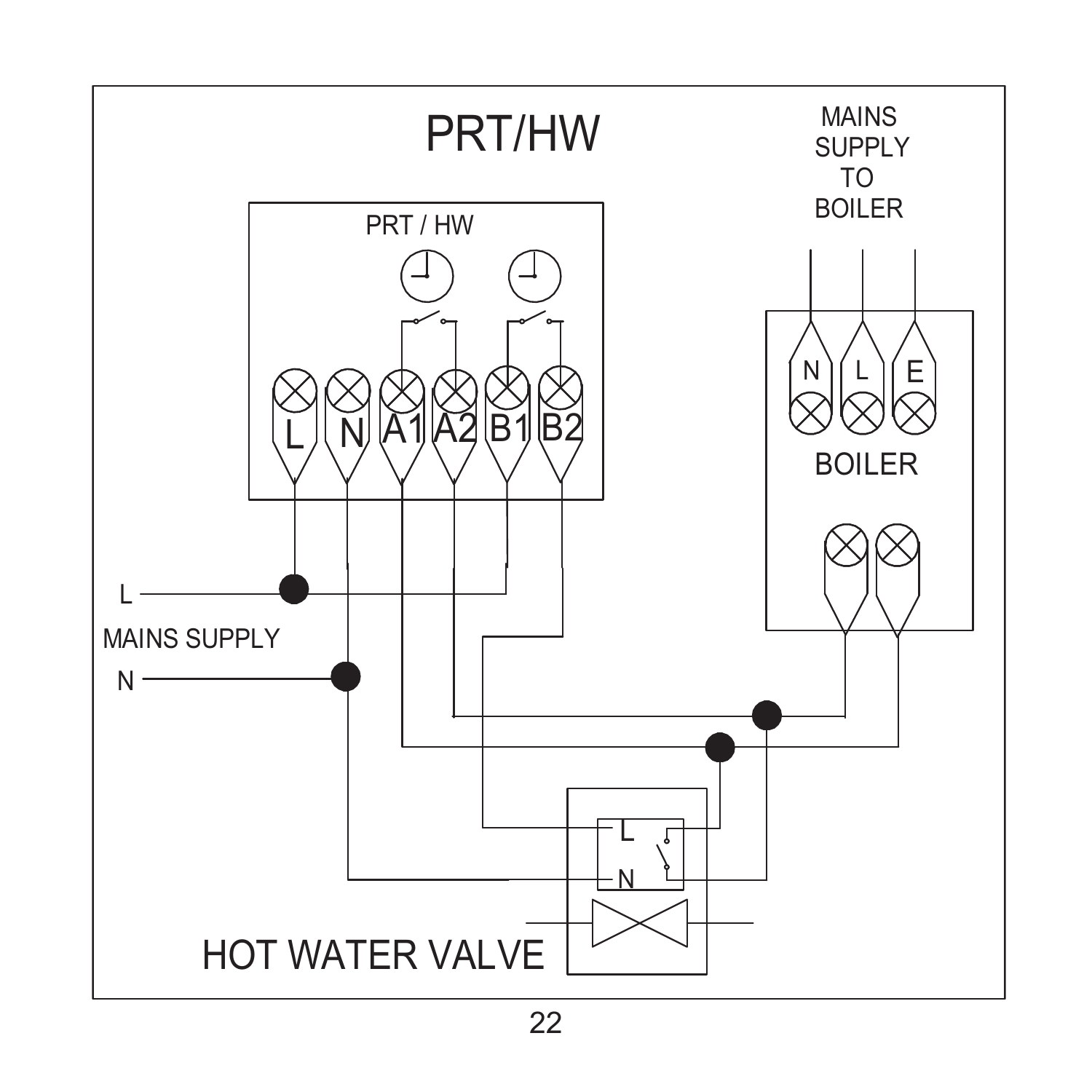# PRT/HW

PRT / HW

L N A1 A2 B1 B2

MAINS SUPPLY TO BOILER

N L E

BOILER

L

MAINS SUPPLY

N

L

N

HOT WATER VALVE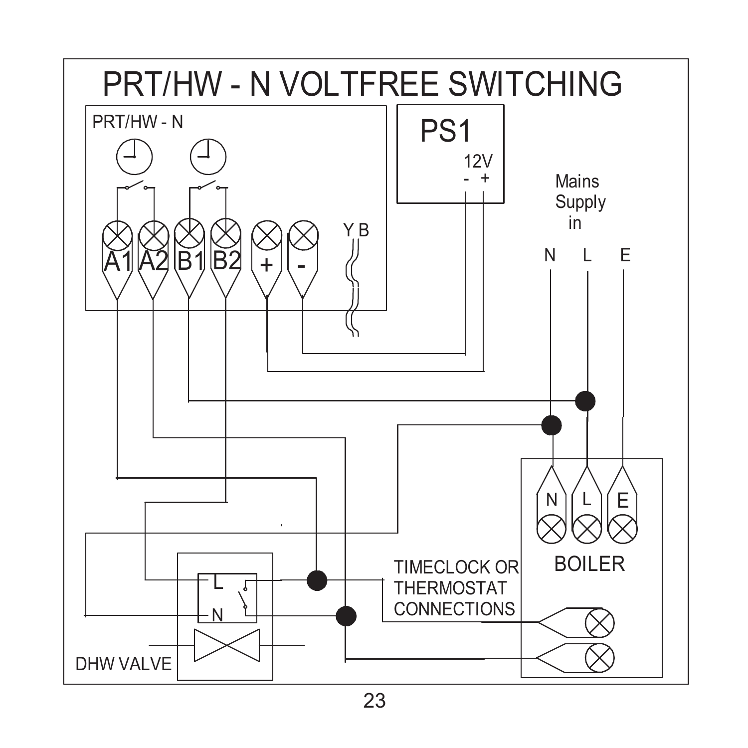# PRT/HW - N VOLTFREE SWITCHING

PRT/HW - N

A1 A2 B1 B2 + -

Y B

PS1

12V
- +

Mains Supply in

N L E

BOILER

N L E

TIMECLOCK OR THERMOSTAT CONNECTIONS

L

N

DHW VALVE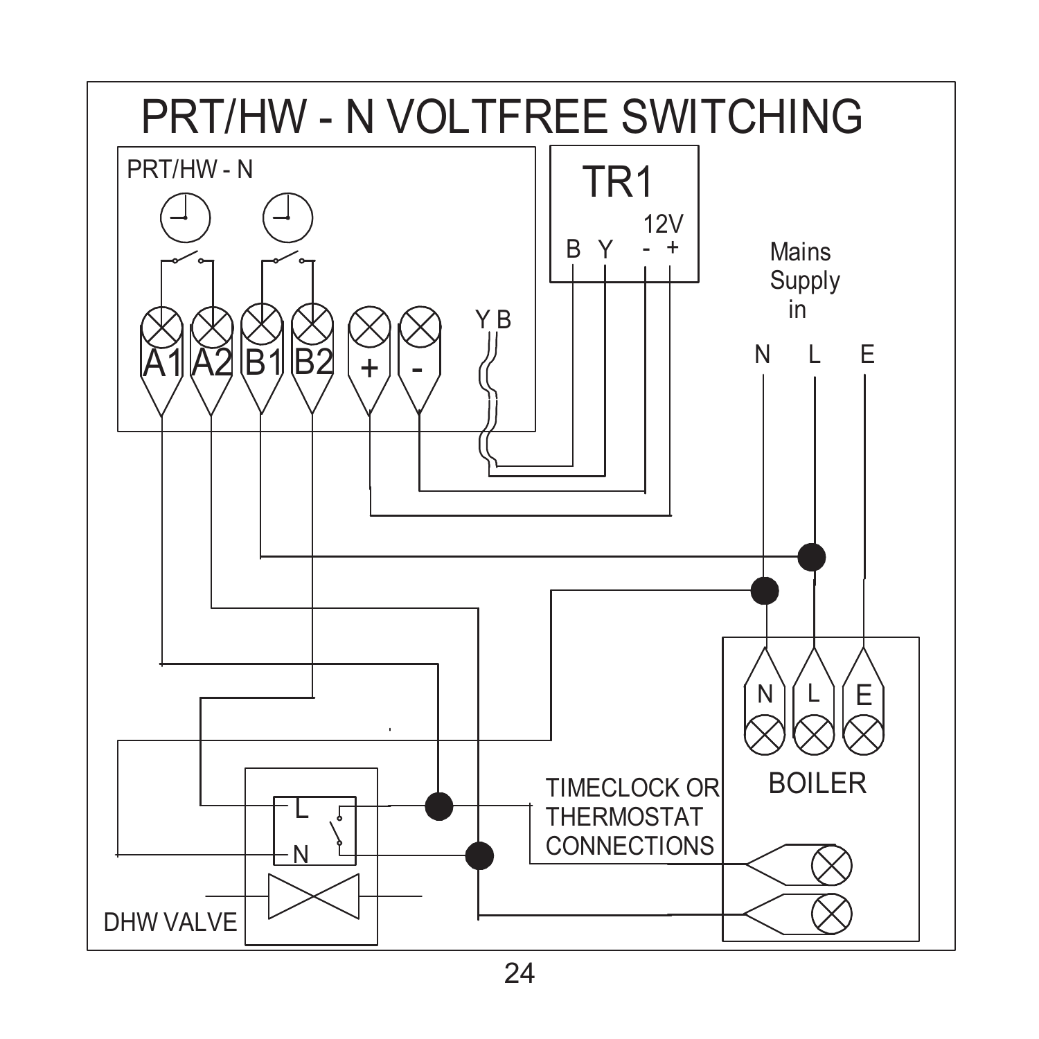# PRT/HW - N VOLTFREE SWITCHING

PRT/HW - N

TR1

12V

B Y - +

A1 A2 B1 B2 + -

Y B

Mains Supply in

N L E

N L E

BOILER

L

N

TIMECLOCK OR THERMOSTAT CONNECTIONS

DHW VALVE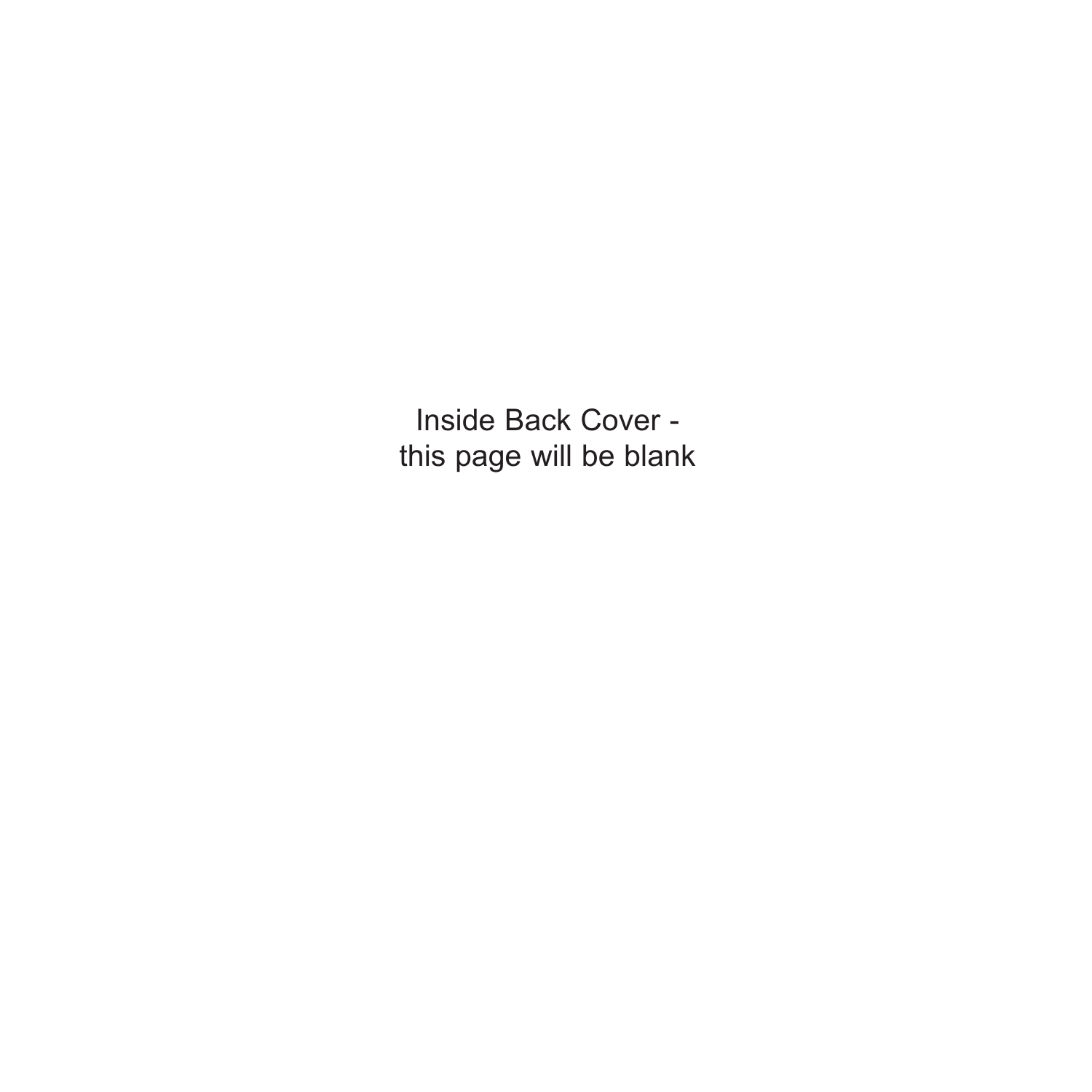Inside Back Cover -
this page will be blank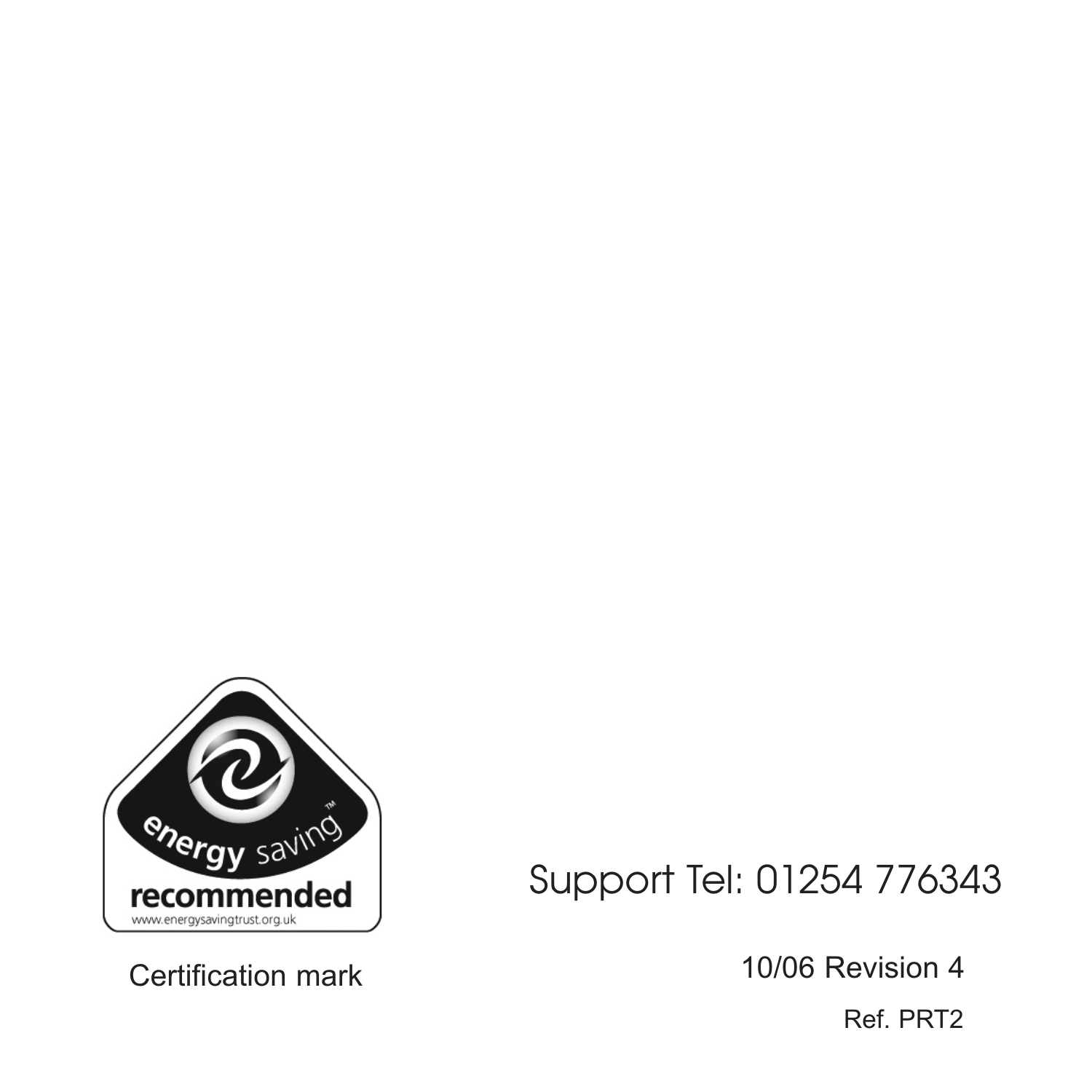Certification mark

Support Tel: 01254 776343

10/06 Revision 4

Ref. PRT2